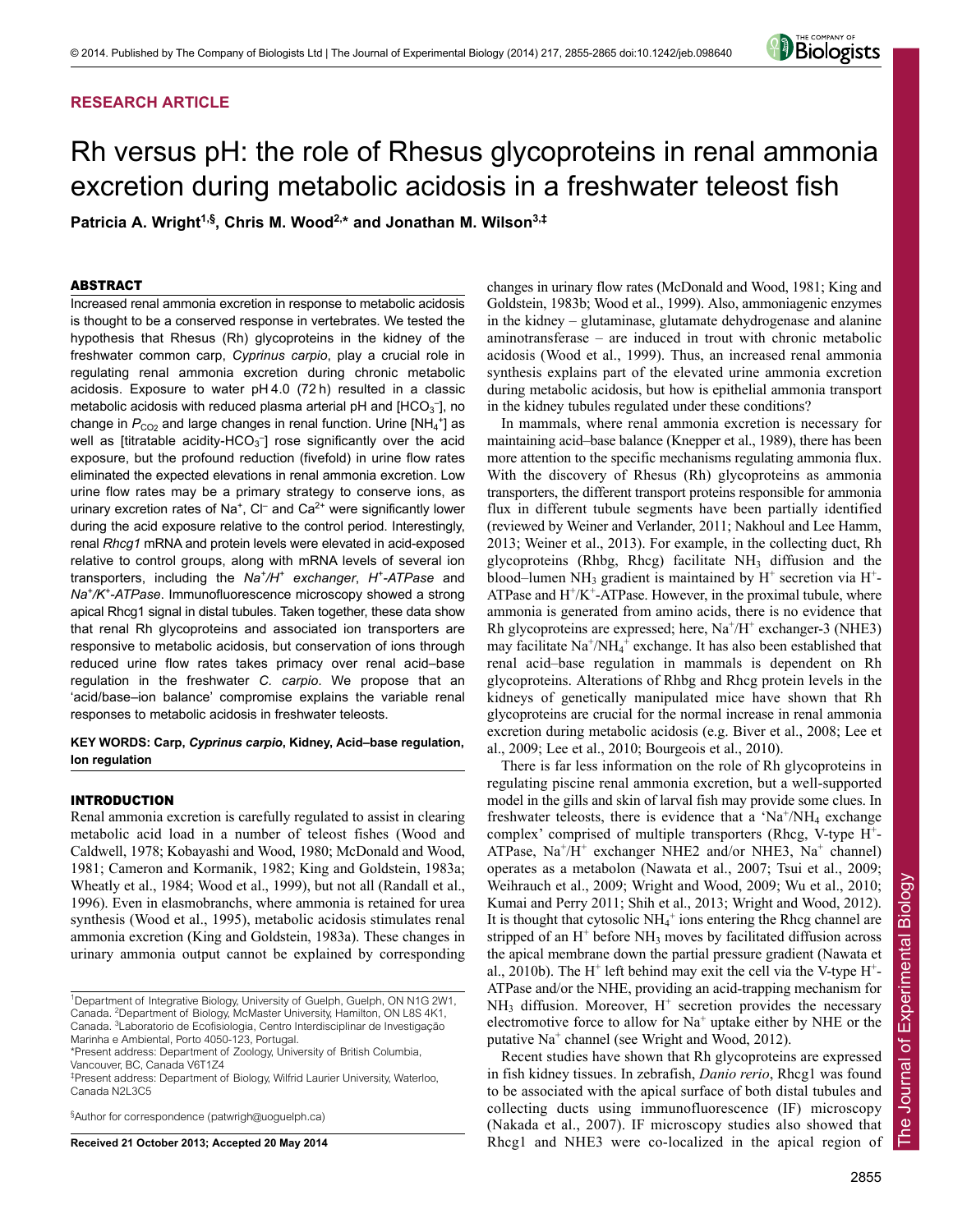RESEARCH ARTICLE

# Rh versus pH: the role of Rhesus glycoproteins in renal ammonia excretion during metabolic acidosis in a freshwater teleost fish

**Patricia A. Wright[1,§], Chris M. Wood[2,*] and Jonathan M. Wilson[3,‡]**

## ABSTRACT

Increased renal ammonia excretion in response to metabolic acidosis is thought to be a conserved response in vertebrates. We tested the hypothesis that Rhesus (Rh) glycoproteins in the kidney of the freshwater common carp, *Cyprinus carpio*, play a crucial role in regulating renal ammonia excretion during chronic metabolic acidosis. Exposure to water pH 4.0 (72 h) resulted in a classic metabolic acidosis with reduced plasma arterial pH and [$HCO_3^-$], no change in $P_{CO_2}$ and large changes in renal function. Urine [$NH_4^+$] as well as [titratable acidity-$HCO_3^-$] rose significantly over the acid exposure, but the profound reduction (fivefold) in urine flow rates eliminated the expected elevations in renal ammonia excretion. Low urine flow rates may be a primary strategy to conserve ions, as urinary excretion rates of $Na^+$, $Cl^-$ and $Ca^{2+}$ were significantly lower during the acid exposure relative to the control period. Interestingly, renal *Rhcg1* mRNA and protein levels were elevated in acid-exposed relative to control groups, along with mRNA levels of several ion transporters, including the *$Na^+$/$H^+$ exchanger*, *$H^+$-ATPase* and *$Na^+$/$K^+$-ATPase*. Immunofluorescence microscopy showed a strong apical Rhcg1 signal in distal tubules. Taken together, these data show that renal Rh glycoproteins and associated ion transporters are responsive to metabolic acidosis, but conservation of ions through reduced urine flow rates takes primacy over renal acid–base regulation in the freshwater *C. carpio*. We propose that an 'acid/base–ion balance' compromise explains the variable renal responses to metabolic acidosis in freshwater teleosts.

**KEY WORDS: Carp, *Cyprinus carpio*, Kidney, Acid–base regulation, Ion regulation**

## INTRODUCTION

Renal ammonia excretion is carefully regulated to assist in clearing metabolic acid load in a number of teleost fishes (Wood and Caldwell, 1978; Kobayashi and Wood, 1980; McDonald and Wood, 1981; Cameron and Kormanik, 1982; King and Goldstein, 1983a; Wheatly et al., 1984; Wood et al., 1999), but not all (Randall et al., 1996). Even in elasmobranchs, where ammonia is retained for urea synthesis (Wood et al., 1995), metabolic acidosis stimulates renal ammonia excretion (King and Goldstein, 1983a). These changes in urinary ammonia output cannot be explained by corresponding changes in urinary flow rates (McDonald and Wood, 1981; King and Goldstein, 1983b; Wood et al., 1999). Also, ammoniagenic enzymes in the kidney – glutaminase, glutamate dehydrogenase and alanine aminotransferase – are induced in trout with chronic metabolic acidosis (Wood et al., 1999). Thus, an increased renal ammonia synthesis explains part of the elevated urine ammonia excretion during metabolic acidosis, but how is epithelial ammonia transport in the kidney tubules regulated under these conditions?

In mammals, where renal ammonia excretion is necessary for maintaining acid–base balance (Knepper et al., 1989), there has been more attention to the specific mechanisms regulating ammonia flux. With the discovery of Rhesus (Rh) glycoproteins as ammonia transporters, the different transport proteins responsible for ammonia flux in different tubule segments have been partially identified (reviewed by Weiner and Verlander, 2011; Nakhoul and Lee Hamm, 2013; Weiner et al., 2013). For example, in the collecting duct, Rh glycoproteins (Rhbg, Rhcg) facilitate $NH_3$ diffusion and the blood–lumen $NH_3$ gradient is maintained by $H^+$ secretion via $H^+$-ATPase and $H^+$/$K^+$-ATPase. However, in the proximal tubule, where ammonia is generated from amino acids, there is no evidence that Rh glycoproteins are expressed; here, $Na^+$/$H^+$ exchanger-3 (NHE3) may facilitate $Na^+$/$NH_4^+$ exchange. It has also been established that renal acid–base regulation in mammals is dependent on Rh glycoproteins. Alterations of Rhbg and Rhcg protein levels in the kidneys of genetically manipulated mice have shown that Rh glycoproteins are crucial for the normal increase in renal ammonia excretion during metabolic acidosis (e.g. Biver et al., 2008; Lee et al., 2009; Lee et al., 2010; Bourgeois et al., 2010).

There is far less information on the role of Rh glycoproteins in regulating piscine renal ammonia excretion, but a well-supported model in the gills and skin of larval fish may provide some clues. In freshwater teleosts, there is evidence that a '$Na^+$/$NH_4$ exchange complex' comprised of multiple transporters (Rhcg, V-type $H^+$-ATPase, $Na^+$/$H^+$ exchanger NHE2 and/or NHE3, $Na^+$ channel) operates as a metabolon (Nawata et al., 2007; Tsui et al., 2009; Weihrauch et al., 2009; Wright and Wood, 2009; Wu et al., 2010; Kumai and Perry 2011; Shih et al., 2013; Wright and Wood, 2012). It is thought that cytosolic $NH_4^+$ ions entering the Rhcg channel are stripped of an $H^+$ before $NH_3$ moves by facilitated diffusion across the apical membrane down the partial pressure gradient (Nawata et al., 2010b). The $H^+$ left behind may exit the cell via the V-type $H^+$-ATPase and/or the NHE, providing an acid-trapping mechanism for $NH_3$ diffusion. Moreover, $H^+$ secretion provides the necessary electromotive force to allow for $Na^+$ uptake either by NHE or the putative $Na^+$ channel (see Wright and Wood, 2012).

Recent studies have shown that Rh glycoproteins are expressed in fish kidney tissues. In zebrafish, *Danio rerio*, Rhcg1 was found to be associated with the apical surface of both distal tubules and collecting ducts using immunofluorescence (IF) microscopy (Nakada et al., 2007). IF microscopy studies also showed that Rhcg1 and NHE3 were co-localized in the apical region of

---

[1]Department of Integrative Biology, University of Guelph, Guelph, ON N1G 2W1, Canada. [2]Department of Biology, McMaster University, Hamilton, ON L8S 4K1, Canada. [3]Laboratorio de Ecofisiologia, Centro Interdisciplinar de Investigação Marinha e Ambiental, Porto 4050-123, Portugal.
*Present address: Department of Zoology, University of British Columbia, Vancouver, BC, Canada V6T1Z4
‡Present address: Department of Biology, Wilfrid Laurier University, Waterloo, Canada N2L3C5

§Author for correspondence (patwrigh@uoguelph.ca)

**Received 21 October 2013; Accepted 20 May 2014**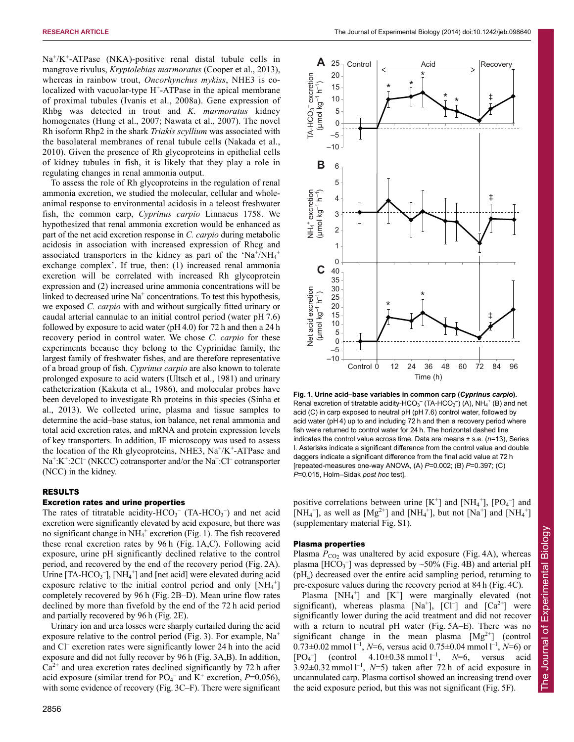$Na^+/K^+$-ATPase (NKA)-positive renal distal tubule cells in mangrove rivulus, *Kryptolebias marmoratus* (Cooper et al., 2013), whereas in rainbow trout, *Oncorhynchus mykiss*, NHE3 is co-localized with vacuolar-type $H^+$-ATPase in the apical membrane of proximal tubules (Ivanis et al., 2008a). Gene expression of Rhbg was detected in trout and *K. marmoratus* kidney homogenates (Hung et al., 2007; Nawata et al., 2007). The novel Rh isoform Rhp2 in the shark *Triakis scyllium* was associated with the basolateral membranes of renal tubule cells (Nakada et al., 2010). Given the presence of Rh glycoproteins in epithelial cells of kidney tubules in fish, it is likely that they play a role in regulating changes in renal ammonia output.

To assess the role of Rh glycoproteins in the regulation of renal ammonia excretion, we studied the molecular, cellular and whole-animal response to environmental acidosis in a teleost freshwater fish, the common carp, *Cyprinus carpio* Linnaeus 1758. We hypothesized that renal ammonia excretion would be enhanced as part of the net acid excretion response in *C. carpio* during metabolic acidosis in association with increased expression of Rhcg and associated transporters in the kidney as part of the '$Na^+/NH_4^+$ exchange complex'. If true, then: (1) increased renal ammonia excretion will be correlated with increased Rh glycoprotein expression and (2) increased urine ammonia concentrations will be linked to decreased urine $Na^+$ concentrations. To test this hypothesis, we exposed *C. carpio* with and without surgically fitted urinary or caudal arterial cannulae to an initial control period (water pH 7.6) followed by exposure to acid water (pH 4.0) for 72 h and then a 24 h recovery period in control water. We chose *C. carpio* for these experiments because they belong to the Cyprinidae family, the largest family of freshwater fishes, and are therefore representative of a broad group of fish. *Cyprinus carpio* are also known to tolerate prolonged exposure to acid waters (Ultsch et al., 1981) and urinary catheterization (Kakuta et al., 1986), and molecular probes have been developed to investigate Rh proteins in this species (Sinha et al., 2013). We collected urine, plasma and tissue samples to determine the acid–base status, ion balance, net renal ammonia and total acid excretion rates, and mRNA and protein expression levels of key transporters. In addition, IF microscopy was used to assess the location of the Rh glycoproteins, NHE3, $Na^+/K^+$-ATPase and $Na^+$:$K^+$:$2Cl^-$ (NKCC) cotransporter and/or the $Na^+$:$Cl^-$ cotransporter (NCC) in the kidney.

## RESULTS

### Excretion rates and urine properties

The rates of titratable acidity-$HCO_3^-$ (TA-$HCO_3^-$) and net acid excretion were significantly elevated by acid exposure, but there was no significant change in $NH_4^+$ excretion (Fig. 1). The fish recovered these renal excretion rates by 96 h (Fig. 1A,C). Following acid exposure, urine pH significantly declined relative to the control period, and recovered by the end of the recovery period (Fig. 2A). Urine [TA-$HCO_3^-$], [$NH_4^+$] and [net acid] were elevated during acid exposure relative to the initial control period and only [$NH_4^+$] completely recovered by 96 h (Fig. 2B–D). Mean urine flow rates declined by more than fivefold by the end of the 72 h acid period and partially recovered by 96 h (Fig. 2E).

Urinary ion and urea losses were sharply curtailed during the acid exposure relative to the control period (Fig. 3). For example, $Na^+$ and $Cl^-$ excretion rates were significantly lower 24 h into the acid exposure and did not fully recover by 96 h (Fig. 3A,B). In addition, $Ca^{2+}$ and urea excretion rates declined significantly by 72 h after acid exposure (similar trend for $PO_4^-$ and $K^+$ excretion, $P$=0.056), with some evidence of recovery (Fig. 3C–F). There were significant positive correlations between urine [$K^+$] and [$NH_4^+$], [$PO_4^-$] and [$NH_4^+$], as well as [$Mg^{2+}$] and [$NH_4^+$], but not [$Na^+$] and [$NH_4^+$] (supplementary material Fig. S1).

**Fig. 1. Urine acid–base variables in common carp (*Cyprinus carpio*).** Renal excretion of titratable acidity-$HCO_3^-$ (TA-$HCO_3^-$) (A), $NH_4^+$ (B) and net acid (C) in carp exposed to neutral pH (pH 7.6) control water, followed by acid water (pH 4) up to and including 72 h and then a recovery period where fish were returned to control water for 24 h. The horizontal dashed line indicates the control value across time. Data are means ± s.e. ($n$=13), Series I. Asterisks indicate a significant difference from the control value and double daggers indicate a significant difference from the final acid value at 72 h [repeated-measures one-way ANOVA, (A) $P$=0.002; (B) $P$=0.397; (C) $P$=0.015, Holm–Sidak *post hoc* test].

### Plasma properties

Plasma $P_{CO_2}$ was unaltered by acid exposure (Fig. 4A), whereas plasma [$HCO_3^-$] was depressed by ~50% (Fig. 4B) and arterial pH ($pH_a$) decreased over the entire acid sampling period, returning to pre-exposure values during the recovery period at 84 h (Fig. 4C).

Plasma [$NH_4^+$] and [$K^+$] were marginally elevated (not significant), whereas plasma [$Na^+$], [$Cl^-$] and [$Ca^{2+}$] were significantly lower during the acid treatment and did not recover with a return to neutral pH water (Fig. 5A–E). There was no significant change in the mean plasma [$Mg^{2+}$] (control 0.73±0.02 mmol $l^{-1}$, $N$=6, versus acid 0.75±0.04 mmol $l^{-1}$, $N$=6) or [$PO_4^-$] (control 4.10±0.38 mmol $l^{-1}$, $N$=6, versus acid 3.92±0.32 mmol $l^{-1}$, $N$=5) taken after 72 h of acid exposure in uncannulated carp. Plasma cortisol showed an increasing trend over the acid exposure period, but this was not significant (Fig. 5F).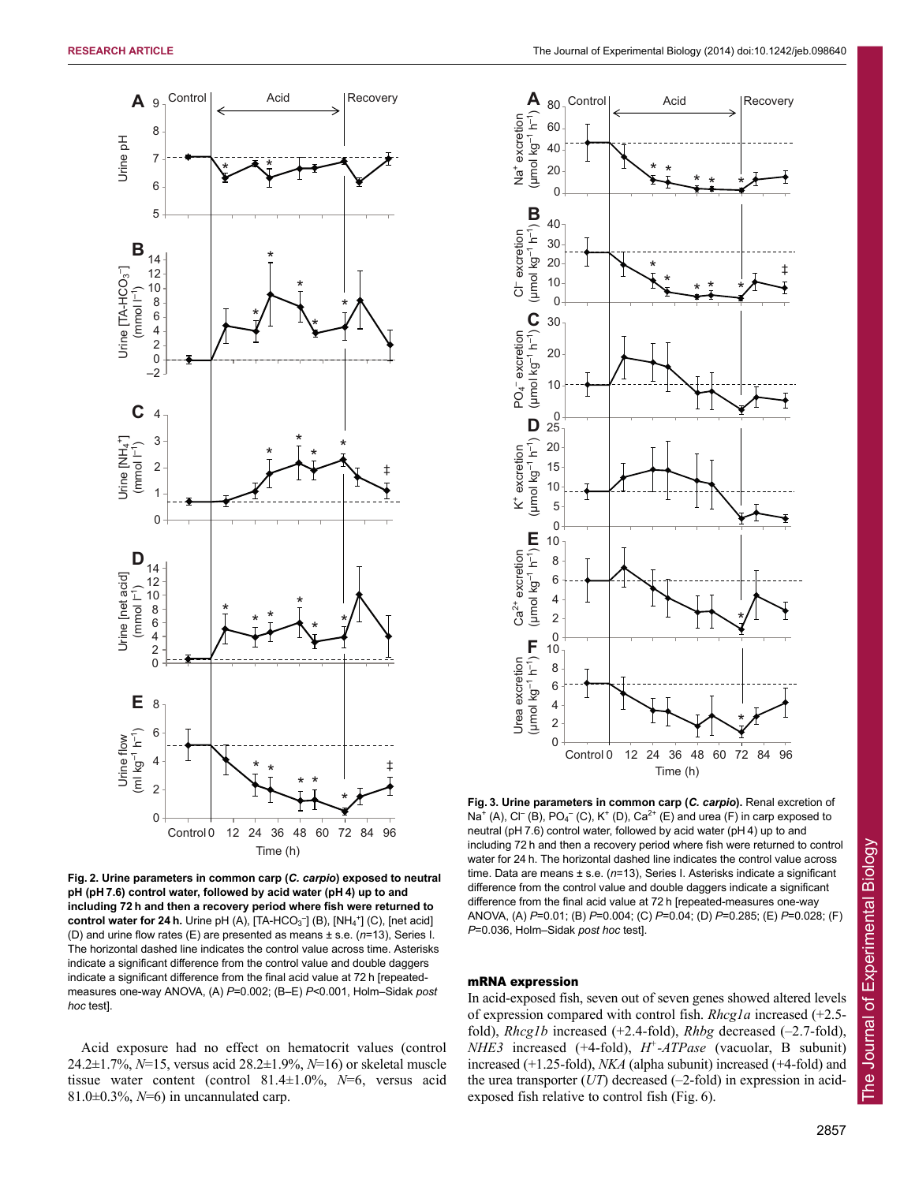**Fig. 2. Urine parameters in common carp (*C. carpio*) exposed to neutral pH (pH 7.6) control water, followed by acid water (pH 4) up to and including 72 h and then a recovery period where fish were returned to control water for 24 h.** Urine pH (A), [TA-$HCO_3^-$] (B), [$NH_4^+$] (C), [net acid] (D) and urine flow rates (E) are presented as means ± s.e. ($n$=13), Series I. The horizontal dashed line indicates the control value across time. Asterisks indicate a significant difference from the control value and double daggers indicate a significant difference from the final acid value at 72 h [repeated-measures one-way ANOVA, (A) $P$=0.002; (B–E) $P$<0.001, Holm–Sidak *post hoc* test].

Acid exposure had no effect on hematocrit values (control 24.2±1.7%, $N$=15, versus acid 28.2±1.9%, $N$=16) or skeletal muscle tissue water content (control 81.4±1.0%, $N$=6, versus acid 81.0±0.3%, $N$=6) in uncannulated carp.

**Fig. 3. Urine parameters in common carp (*C. carpio*).** Renal excretion of $Na^+$ (A), $Cl^-$ (B), $PO_4^-$ (C), $K^+$ (D), $Ca^{2+}$ (E) and urea (F) in carp exposed to neutral (pH 7.6) control water, followed by acid water (pH 4) up to and including 72 h and then a recovery period where fish were returned to control water for 24 h. The horizontal dashed line indicates the control value across time. Data are means ± s.e. ($n$=13), Series I. Asterisks indicate a significant difference from the control value and double daggers indicate a significant difference from the final acid value at 72 h [repeated-measures one-way ANOVA, (A) $P$=0.01; (B) $P$=0.004; (C) $P$=0.04; (D) $P$=0.285; (E) $P$=0.028; (F) $P$=0.036, Holm–Sidak *post hoc* test].

### mRNA expression

In acid-exposed fish, seven out of seven genes showed altered levels of expression compared with control fish. *Rhcg1a* increased (+2.5-fold), *Rhcg1b* increased (+2.4-fold), *Rhbg* decreased (–2.7-fold), *NHE3* increased (+4-fold), *$H^+$-ATPase* (vacuolar, B subunit) increased (+1.25-fold), *NKA* (alpha subunit) increased (+4-fold) and the urea transporter (*UT*) decreased (–2-fold) in expression in acid-exposed fish relative to control fish (Fig. 6).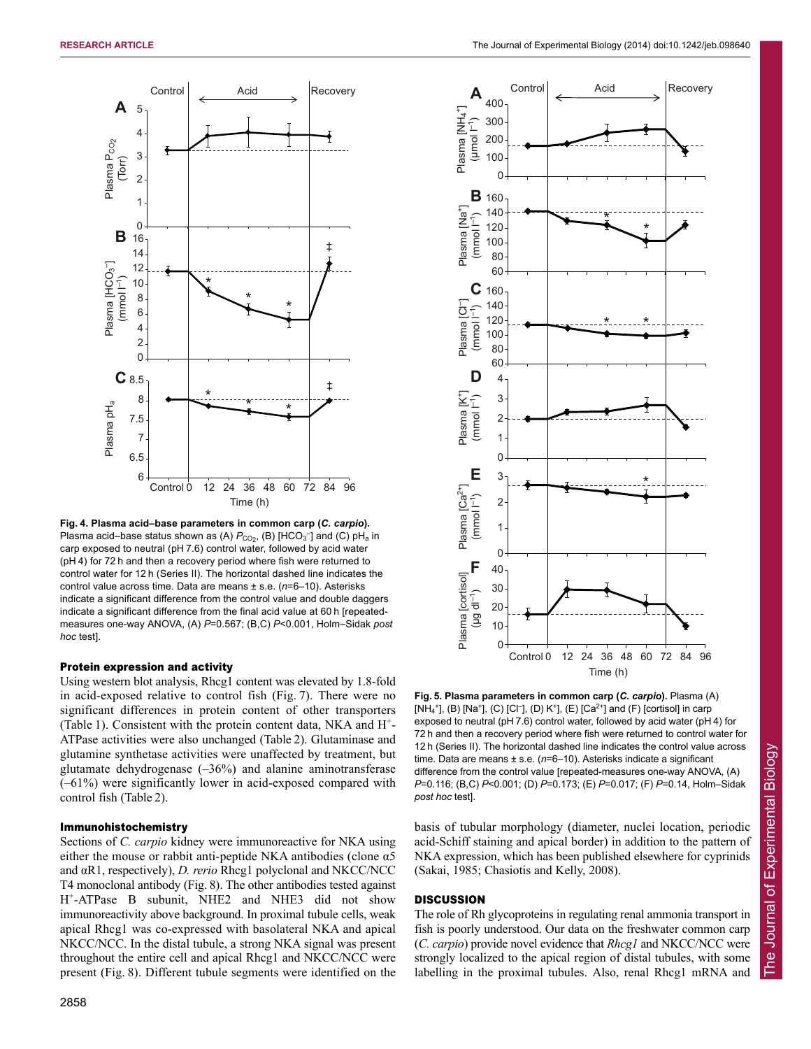**Fig. 4. Plasma acid–base parameters in common carp (*C. carpio*).** Plasma acid–base status shown as (A) $P_{CO_2}$, (B) [$HCO_3^-$] and (C) $pH_a$ in carp exposed to neutral (pH 7.6) control water, followed by acid water (pH 4) for 72 h and then a recovery period where fish were returned to control water for 12 h (Series II). The horizontal dashed line indicates the control value across time. Data are means ± s.e. ($n$=6–10). Asterisks indicate a significant difference from the control value and double daggers indicate a significant difference from the final acid value at 60 h [repeated-measures one-way ANOVA, (A) $P$=0.567; (B,C) $P$<0.001, Holm–Sidak *post hoc* test].

**Fig. 5. Plasma parameters in common carp (*C. carpio*).** Plasma (A) [$NH_4^+$], (B) [$Na^+$], (C) [$Cl^-$], (D) $K^+$], (E) [$Ca^{2+}$] and (F) [cortisol] in carp exposed to neutral (pH 7.6) control water, followed by acid water (pH 4) for 72 h and then a recovery period where fish were returned to control water for 12 h (Series II). The horizontal dashed line indicates the control value across time. Data are means ± s.e. ($n$=6–10). Asterisks indicate a significant difference from the control value [repeated-measures one-way ANOVA, (A) $P$=0.116; (B,C) $P$<0.001; (D) $P$=0.173; (E) $P$=0.017; (F) $P$=0.14, Holm–Sidak *post hoc* test].

### Protein expression and activity

Using western blot analysis, Rhcg1 content was elevated by 1.8-fold in acid-exposed relative to control fish (Fig. 7). There were no significant differences in protein content of other transporters (Table 1). Consistent with the protein content data, NKA and $H^+$-ATPase activities were also unchanged (Table 2). Glutaminase and glutamine synthetase activities were unaffected by treatment, but glutamate dehydrogenase (–36%) and alanine aminotransferase (–61%) were significantly lower in acid-exposed compared with control fish (Table 2).

### Immunohistochemistry

Sections of *C. carpio* kidney were immunoreactive for NKA using either the mouse or rabbit anti-peptide NKA antibodies (clone α5 and αR1, respectively), *D. rerio* Rhcg1 polyclonal and NKCC/NCC T4 monoclonal antibody (Fig. 8). The other antibodies tested against $H^+$-ATPase B subunit, NHE2 and NHE3 did not show immunoreactivity above background. In proximal tubule cells, weak apical Rhcg1 was co-expressed with basolateral NKA and apical NKCC/NCC. In the distal tubule, a strong NKA signal was present throughout the entire cell and apical Rhcg1 and NKCC/NCC were present (Fig. 8). Different tubule segments were identified on the basis of tubular morphology (diameter, nuclei location, periodic acid-Schiff staining and apical border) in addition to the pattern of NKA expression, which has been published elsewhere for cyprinids (Sakai, 1985; Chasiotis and Kelly, 2008).

## DISCUSSION

The role of Rh glycoproteins in regulating renal ammonia transport in fish is poorly understood. Our data on the freshwater common carp (*C. carpio*) provide novel evidence that *Rhcg1* and NKCC/NCC were strongly localized to the apical region of distal tubules, with some labelling in the proximal tubules. Also, renal Rhcg1 mRNA and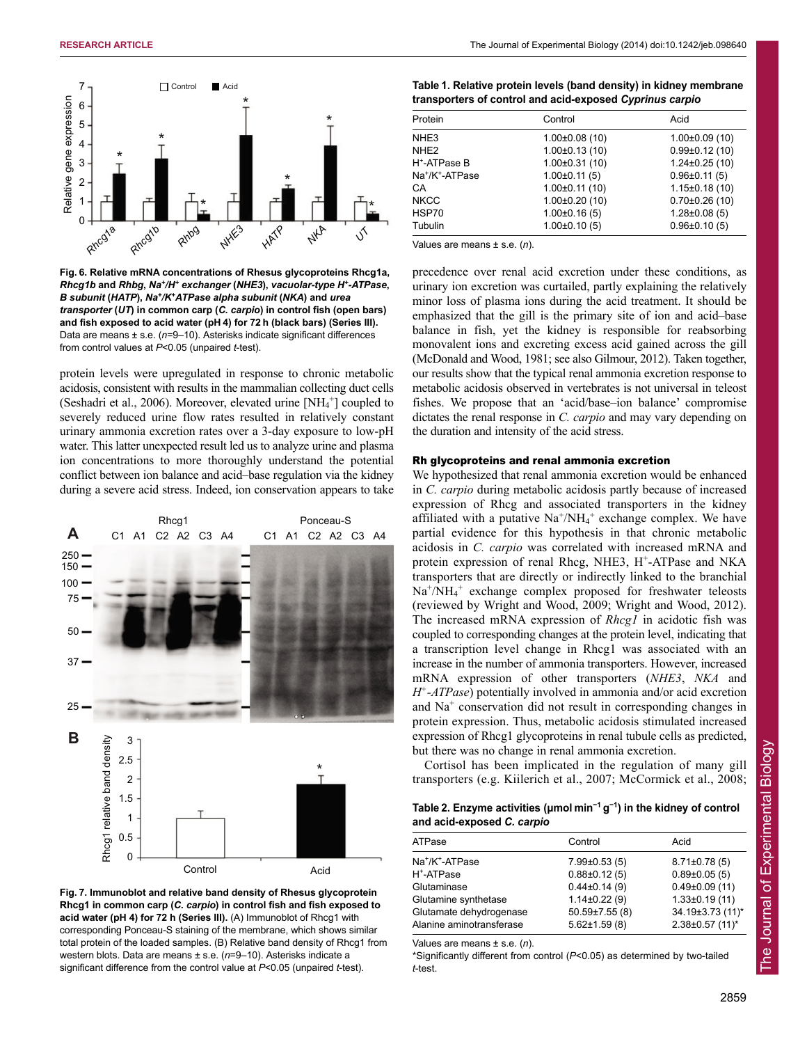Fig. 6. Relative mRNA concentrations of Rhesus glycoproteins Rhcg1a, *Rhcg1b* and *Rhbg*, $Na^+/H^+$ *exchanger* (*NHE3*), *vacuolar-type* $H^+$*-ATPase, B subunit* (*HATP*), $Na^+/K^+$*ATPase alpha subunit* (*NKA*) and *urea transporter* (*UT*) in common carp (*C. carpio*) in control fish (open bars) and fish exposed to acid water (pH 4) for 72 h (black bars) (Series III). Data are means ± s.e. ($n$=9–10). Asterisks indicate significant differences from control values at $P$<0.05 (unpaired $t$-test).

protein levels were upregulated in response to chronic metabolic acidosis, consistent with results in the mammalian collecting duct cells (Seshadri et al., 2006). Moreover, elevated urine [$NH_4^+$] coupled to severely reduced urine flow rates resulted in relatively constant urinary ammonia excretion rates over a 3-day exposure to low-pH water. This latter unexpected result led us to analyze urine and plasma ion concentrations to more thoroughly understand the potential conflict between ion balance and acid–base regulation via the kidney during a severe acid stress. Indeed, ion conservation appears to take precedence over renal acid excretion under these conditions, as urinary ion excretion was curtailed, partly explaining the relatively minor loss of plasma ions during the acid treatment. It should be emphasized that the gill is the primary site of ion and acid–base balance in fish, yet the kidney is responsible for reabsorbing monovalent ions and excreting excess acid gained across the gill (McDonald and Wood, 1981; see also Gilmour, 2012). Taken together, our results show that the typical renal ammonia excretion response to metabolic acidosis observed in vertebrates is not universal in teleost fishes. We propose that an 'acid/base–ion balance' compromise dictates the renal response in *C. carpio* and may vary depending on the duration and intensity of the acid stress.

Fig. 7. Immunoblot and relative band density of Rhesus glycoprotein Rhcg1 in common carp (*C. carpio*) in control fish and fish exposed to acid water (pH 4) for 72 h (Series III). (A) Immunoblot of Rhcg1 with corresponding Ponceau-S staining of the membrane, which shows similar total protein of the loaded samples. (B) Relative band density of Rhcg1 from western blots. Data are means ± s.e. ($n$=9–10). Asterisks indicate a significant difference from the control value at $P$<0.05 (unpaired $t$-test).

**Table 1. Relative protein levels (band density) in kidney membrane transporters of control and acid-exposed *Cyprinus carpio***

| Protein | Control | Acid |
|---|---|---|
| NHE3 | 1.00±0.08 (10) | 1.00±0.09 (10) |
| NHE2 | 1.00±0.13 (10) | 0.99±0.12 (10) |
| $H^+$-ATPase B | 1.00±0.31 (10) | 1.24±0.25 (10) |
| $Na^+/K^+$-ATPase | 1.00±0.11 (5) | 0.96±0.11 (5) |
| CA | 1.00±0.11 (10) | 1.15±0.18 (10) |
| NKCC | 1.00±0.20 (10) | 0.70±0.26 (10) |
| HSP70 | 1.00±0.16 (5) | 1.28±0.08 (5) |
| Tubulin | 1.00±0.10 (5) | 0.96±0.10 (5) |

Values are means ± s.e. ($n$).

### Rh glycoproteins and renal ammonia excretion

We hypothesized that renal ammonia excretion would be enhanced in *C. carpio* during metabolic acidosis partly because of increased expression of Rhcg and associated transporters in the kidney affiliated with a putative $Na^+/NH_4^+$ exchange complex. We have partial evidence for this hypothesis in that chronic metabolic acidosis in *C. carpio* was correlated with increased mRNA and protein expression of renal Rhcg, NHE3, $H^+$-ATPase and NKA transporters that are directly or indirectly linked to the branchial $Na^+/NH_4^+$ exchange complex proposed for freshwater teleosts (reviewed by Wright and Wood, 2009; Wright and Wood, 2012). The increased mRNA expression of *Rhcg1* in acidotic fish was coupled to corresponding changes at the protein level, indicating that a transcription level change in Rhcg1 was associated with an increase in the number of ammonia transporters. However, increased mRNA expression of other transporters (*NHE3*, *NKA* and $H^+$*-ATPase*) potentially involved in ammonia and/or acid excretion and $Na^+$ conservation did not result in corresponding changes in protein expression. Thus, metabolic acidosis stimulated increased expression of Rhcg1 glycoproteins in renal tubule cells as predicted, but there was no change in renal ammonia excretion.

Cortisol has been implicated in the regulation of many gill transporters (e.g. Kiilerich et al., 2007; McCormick et al., 2008;

**Table 2. Enzyme activities (μmol $min^{-1}$ $g^{-1}$) in the kidney of control and acid-exposed *C. carpio***

| ATPase | Control | Acid |
|---|---|---|
| $Na^+/K^+$-ATPase | 7.99±0.53 (5) | 8.71±0.78 (5) |
| $H^+$-ATPase | 0.88±0.12 (5) | 0.89±0.05 (5) |
| Glutaminase | 0.44±0.14 (9) | 0.49±0.09 (11) |
| Glutamine synthetase | 1.14±0.22 (9) | 1.33±0.19 (11) |
| Glutamate dehydrogenase | 50.59±7.55 (8) | 34.19±3.73 (11)* |
| Alanine aminotransferase | 5.62±1.59 (8) | 2.38±0.57 (11)* |

Values are means ± s.e. ($n$).
*Significantly different from control ($P$<0.05) as determined by two-tailed $t$-test.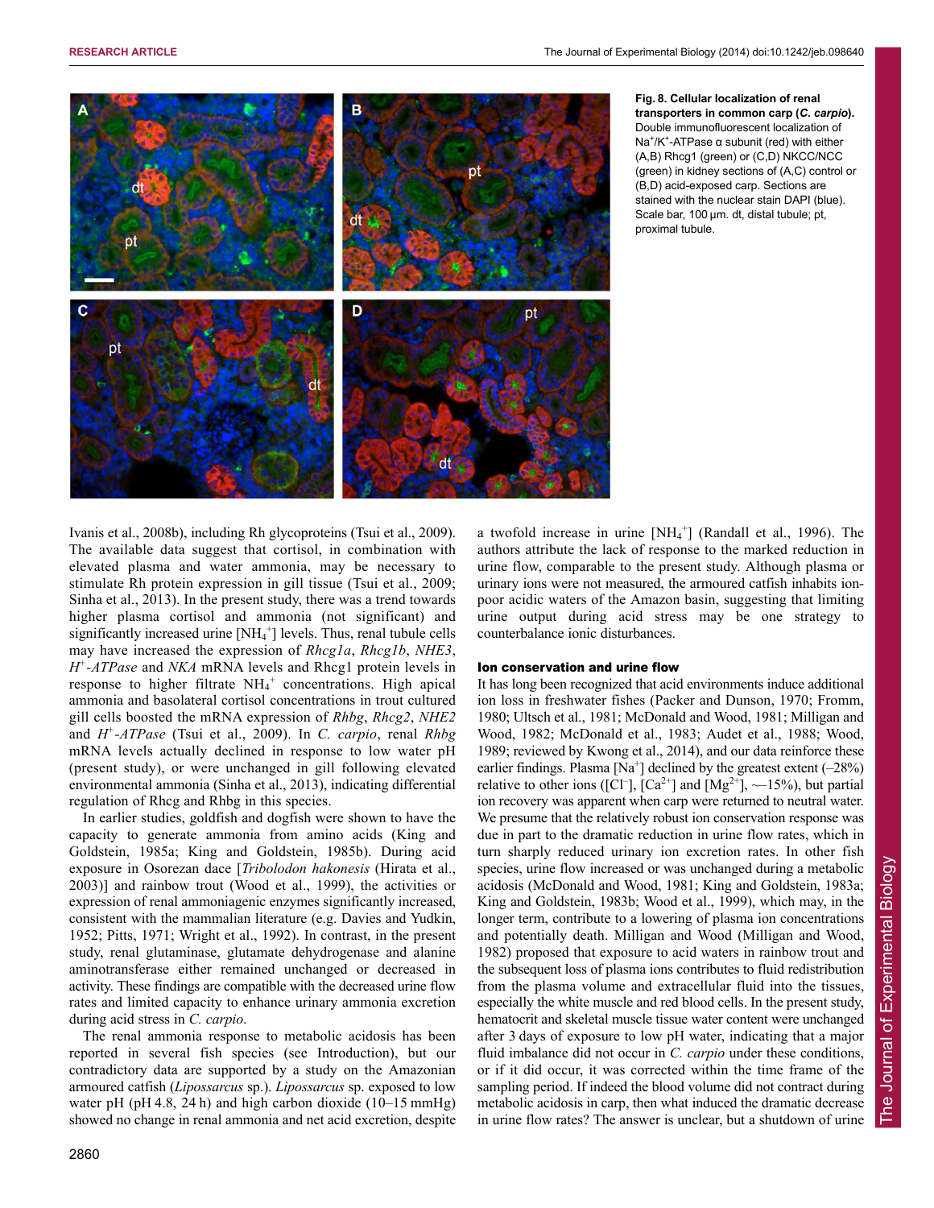**Fig. 8. Cellular localization of renal transporters in common carp (*C. carpio*).** Double immunofluorescent localization of $Na^+/K^+$-ATPase α subunit (red) with either (A,B) Rhcg1 (green) or (C,D) NKCC/NCC (green) in kidney sections of (A,C) control or (B,D) acid-exposed carp. Sections are stained with the nuclear stain DAPI (blue). Scale bar, 100 μm. dt, distal tubule; pt, proximal tubule.

Ivanis et al., 2008b), including Rh glycoproteins (Tsui et al., 2009). The available data suggest that cortisol, in combination with elevated plasma and water ammonia, may be necessary to stimulate Rh protein expression in gill tissue (Tsui et al., 2009; Sinha et al., 2013). In the present study, there was a trend towards higher plasma cortisol and ammonia (not significant) and significantly increased urine [$NH_4^+$] levels. Thus, renal tubule cells may have increased the expression of *Rhcg1a*, *Rhcg1b*, *NHE3*, *$H^+$-ATPase* and *NKA* mRNA levels and Rhcg1 protein levels in response to higher filtrate $NH_4^+$ concentrations. High apical ammonia and basolateral cortisol concentrations in trout cultured gill cells boosted the mRNA expression of *Rhbg*, *Rhcg2*, *NHE2* and *$H^+$-ATPase* (Tsui et al., 2009). In *C. carpio*, renal *Rhbg* mRNA levels actually declined in response to low water pH (present study), or were unchanged in gill following elevated environmental ammonia (Sinha et al., 2013), indicating differential regulation of Rhcg and Rhbg in this species.

In earlier studies, goldfish and dogfish were shown to have the capacity to generate ammonia from amino acids (King and Goldstein, 1985a; King and Goldstein, 1985b). During acid exposure in Osorezan dace [*Tribolodon hakonesis* (Hirata et al., 2003)] and rainbow trout (Wood et al., 1999), the activities or expression of renal ammoniagenic enzymes significantly increased, consistent with the mammalian literature (e.g. Davies and Yudkin, 1952; Pitts, 1971; Wright et al., 1992). In contrast, in the present study, renal glutaminase, glutamate dehydrogenase and alanine aminotransferase either remained unchanged or decreased in activity. These findings are compatible with the decreased urine flow rates and limited capacity to enhance urinary ammonia excretion during acid stress in *C. carpio*.

The renal ammonia response to metabolic acidosis has been reported in several fish species (see Introduction), but our contradictory data are supported by a study on the Amazonian armoured catfish (*Lipossarcus* sp.). *Lipossarcus* sp. exposed to low water pH (pH 4.8, 24 h) and high carbon dioxide (10–15 mmHg) showed no change in renal ammonia and net acid excretion, despite a twofold increase in urine [$NH_4^+$] (Randall et al., 1996). The authors attribute the lack of response to the marked reduction in urine flow, comparable to the present study. Although plasma or urinary ions were not measured, the armoured catfish inhabits ion-poor acidic waters of the Amazon basin, suggesting that limiting urine output during acid stress may be one strategy to counterbalance ionic disturbances.

## Ion conservation and urine flow

It has long been recognized that acid environments induce additional ion loss in freshwater fishes (Packer and Dunson, 1970; Fromm, 1980; Ultsch et al., 1981; McDonald and Wood, 1981; Milligan and Wood, 1982; McDonald et al., 1983; Audet et al., 1988; Wood, 1989; reviewed by Kwong et al., 2014), and our data reinforce these earlier findings. Plasma [$Na^+$] declined by the greatest extent (–28%) relative to other ions ([$Cl^-$], [$Ca^{2+}$] and [$Mg^{2+}$], ~–15%), but partial ion recovery was apparent when carp were returned to neutral water. We presume that the relatively robust ion conservation response was due in part to the dramatic reduction in urine flow rates, which in turn sharply reduced urinary ion excretion rates. In other fish species, urine flow increased or was unchanged during a metabolic acidosis (McDonald and Wood, 1981; King and Goldstein, 1983a; King and Goldstein, 1983b; Wood et al., 1999), which may, in the longer term, contribute to a lowering of plasma ion concentrations and potentially death. Milligan and Wood (Milligan and Wood, 1982) proposed that exposure to acid waters in rainbow trout and the subsequent loss of plasma ions contributes to fluid redistribution from the plasma volume and extracellular fluid into the tissues, especially the white muscle and red blood cells. In the present study, hematocrit and skeletal muscle tissue water content were unchanged after 3 days of exposure to low pH water, indicating that a major fluid imbalance did not occur in *C. carpio* under these conditions, or if it did occur, it was corrected within the time frame of the sampling period. If indeed the blood volume did not contract during metabolic acidosis in carp, then what induced the dramatic decrease in urine flow rates? The answer is unclear, but a shutdown of urine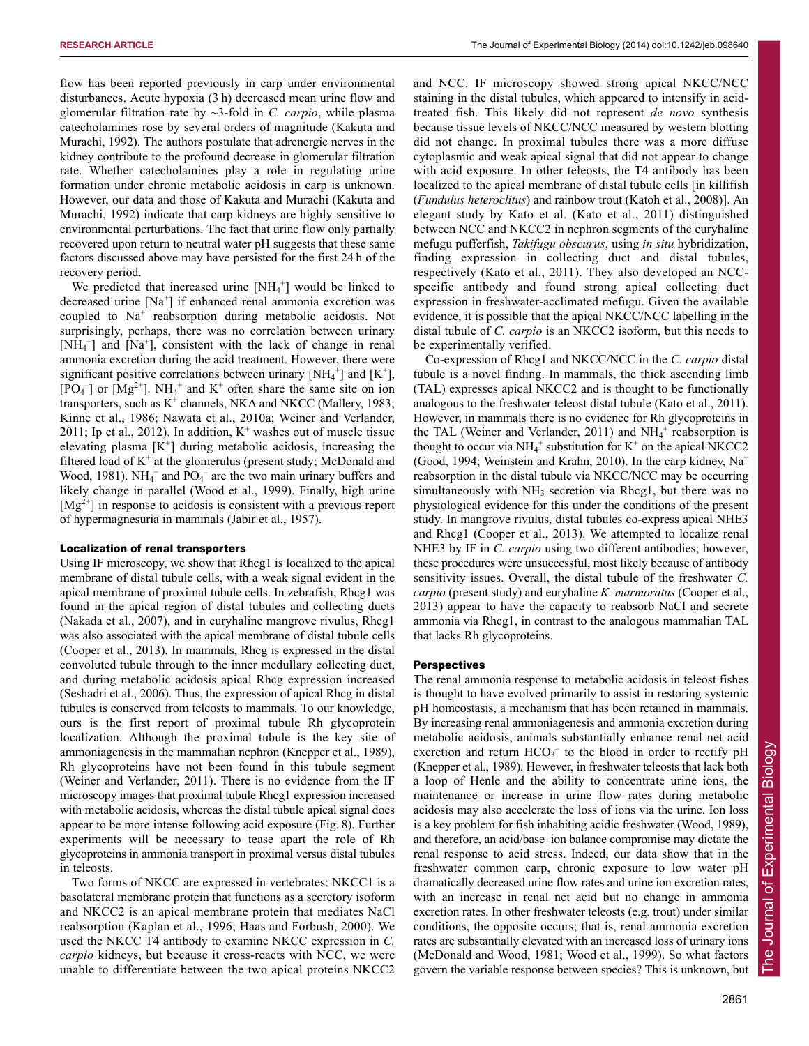flow has been reported previously in carp under environmental disturbances. Acute hypoxia (3 h) decreased mean urine flow and glomerular filtration rate by ~3-fold in *C. carpio*, while plasma catecholamines rose by several orders of magnitude (Kakuta and Murachi, 1992). The authors postulate that adrenergic nerves in the kidney contribute to the profound decrease in glomerular filtration rate. Whether catecholamines play a role in regulating urine formation under chronic metabolic acidosis in carp is unknown. However, our data and those of Kakuta and Murachi (Kakuta and Murachi, 1992) indicate that carp kidneys are highly sensitive to environmental perturbations. The fact that urine flow only partially recovered upon return to neutral water pH suggests that these same factors discussed above may have persisted for the first 24 h of the recovery period.

We predicted that increased urine [$NH_4^+$] would be linked to decreased urine [$Na^+$] if enhanced renal ammonia excretion was coupled to $Na^+$ reabsorption during metabolic acidosis. Not surprisingly, perhaps, there was no correlation between urinary [$NH_4^+$] and [$Na^+$], consistent with the lack of change in renal ammonia excretion during the acid treatment. However, there were significant positive correlations between urinary [$NH_4^+$] and [$K^+$], [$PO_4^-$] or [$Mg^{2+}$]. $NH_4^+$ and $K^+$ often share the same site on ion transporters, such as $K^+$ channels, NKA and NKCC (Mallery, 1983; Kinne et al., 1986; Nawata et al., 2010a; Weiner and Verlander, 2011; Ip et al., 2012). In addition, $K^+$ washes out of muscle tissue elevating plasma [$K^+$] during metabolic acidosis, increasing the filtered load of $K^+$ at the glomerulus (present study; McDonald and Wood, 1981). $NH_4^+$ and $PO_4^-$ are the two main urinary buffers and likely change in parallel (Wood et al., 1999). Finally, high urine [$Mg^{2+}$] in response to acidosis is consistent with a previous report of hypermagnesuria in mammals (Jabir et al., 1957).

### Localization of renal transporters

Using IF microscopy, we show that Rhcg1 is localized to the apical membrane of distal tubule cells, with a weak signal evident in the apical membrane of proximal tubule cells. In zebrafish, Rhcg1 was found in the apical region of distal tubules and collecting ducts (Nakada et al., 2007), and in euryhaline mangrove rivulus, Rhcg1 was also associated with the apical membrane of distal tubule cells (Cooper et al., 2013). In mammals, Rhcg is expressed in the distal convoluted tubule through to the inner medullary collecting duct, and during metabolic acidosis apical Rhcg expression increased (Seshadri et al., 2006). Thus, the expression of apical Rhcg in distal tubules is conserved from teleosts to mammals. To our knowledge, ours is the first report of proximal tubule Rh glycoprotein localization. Although the proximal tubule is the key site of ammoniagenesis in the mammalian nephron (Knepper et al., 1989), Rh glycoproteins have not been found in this tubule segment (Weiner and Verlander, 2011). There is no evidence from the IF microscopy images that proximal tubule Rhcg1 expression increased with metabolic acidosis, whereas the distal tubule apical signal does appear to be more intense following acid exposure (Fig. 8). Further experiments will be necessary to tease apart the role of Rh glycoproteins in ammonia transport in proximal versus distal tubules in teleosts.

Two forms of NKCC are expressed in vertebrates: NKCC1 is a basolateral membrane protein that functions as a secretory isoform and NKCC2 is an apical membrane protein that mediates NaCl reabsorption (Kaplan et al., 1996; Haas and Forbush, 2000). We used the NKCC T4 antibody to examine NKCC expression in *C. carpio* kidneys, but because it cross-reacts with NCC, we were unable to differentiate between the two apical proteins NKCC2 and NCC. IF microscopy showed strong apical NKCC/NCC staining in the distal tubules, which appeared to intensify in acid-treated fish. This likely did not represent *de novo* synthesis because tissue levels of NKCC/NCC measured by western blotting did not change. In proximal tubules there was a more diffuse cytoplasmic and weak apical signal that did not appear to change with acid exposure. In other teleosts, the T4 antibody has been localized to the apical membrane of distal tubule cells [in killifish (*Fundulus heteroclitus*) and rainbow trout (Katoh et al., 2008)]. An elegant study by Kato et al. (Kato et al., 2011) distinguished between NCC and NKCC2 in nephron segments of the euryhaline mefugu pufferfish, *Takifugu obscurus*, using *in situ* hybridization, finding expression in collecting duct and distal tubules, respectively (Kato et al., 2011). They also developed an NCC-specific antibody and found strong apical collecting duct expression in freshwater-acclimated mefugu. Given the available evidence, it is possible that the apical NKCC/NCC labelling in the distal tubule of *C. carpio* is an NKCC2 isoform, but this needs to be experimentally verified.

Co-expression of Rhcg1 and NKCC/NCC in the *C. carpio* distal tubule is a novel finding. In mammals, the thick ascending limb (TAL) expresses apical NKCC2 and is thought to be functionally analogous to the freshwater teleost distal tubule (Kato et al., 2011). However, in mammals there is no evidence for Rh glycoproteins in the TAL (Weiner and Verlander, 2011) and $NH_4^+$ reabsorption is thought to occur via $NH_4^+$ substitution for $K^+$ on the apical NKCC2 (Good, 1994; Weinstein and Krahn, 2010). In the carp kidney, $Na^+$ reabsorption in the distal tubule via NKCC/NCC may be occurring simultaneously with $NH_3$ secretion via Rhcg1, but there was no physiological evidence for this under the conditions of the present study. In mangrove rivulus, distal tubules co-express apical NHE3 and Rhcg1 (Cooper et al., 2013). We attempted to localize renal NHE3 by IF in *C. carpio* using two different antibodies; however, these procedures were unsuccessful, most likely because of antibody sensitivity issues. Overall, the distal tubule of the freshwater *C. carpio* (present study) and euryhaline *K. marmoratus* (Cooper et al., 2013) appear to have the capacity to reabsorb NaCl and secrete ammonia via Rhcg1, in contrast to the analogous mammalian TAL that lacks Rh glycoproteins.

### Perspectives

The renal ammonia response to metabolic acidosis in teleost fishes is thought to have evolved primarily to assist in restoring systemic pH homeostasis, a mechanism that has been retained in mammals. By increasing renal ammoniagenesis and ammonia excretion during metabolic acidosis, animals substantially enhance renal net acid excretion and return $HCO_3^-$ to the blood in order to rectify pH (Knepper et al., 1989). However, in freshwater teleosts that lack both a loop of Henle and the ability to concentrate urine ions, the maintenance or increase in urine flow rates during metabolic acidosis may also accelerate the loss of ions via the urine. Ion loss is a key problem for fish inhabiting acidic freshwater (Wood, 1989), and therefore, an acid/base–ion balance compromise may dictate the renal response to acid stress. Indeed, our data show that in the freshwater common carp, chronic exposure to low water pH dramatically decreased urine flow rates and urine ion excretion rates, with an increase in renal net acid but no change in ammonia excretion rates. In other freshwater teleosts (e.g. trout) under similar conditions, the opposite occurs; that is, renal ammonia excretion rates are substantially elevated with an increased loss of urinary ions (McDonald and Wood, 1981; Wood et al., 1999). So what factors govern the variable response between species? This is unknown, but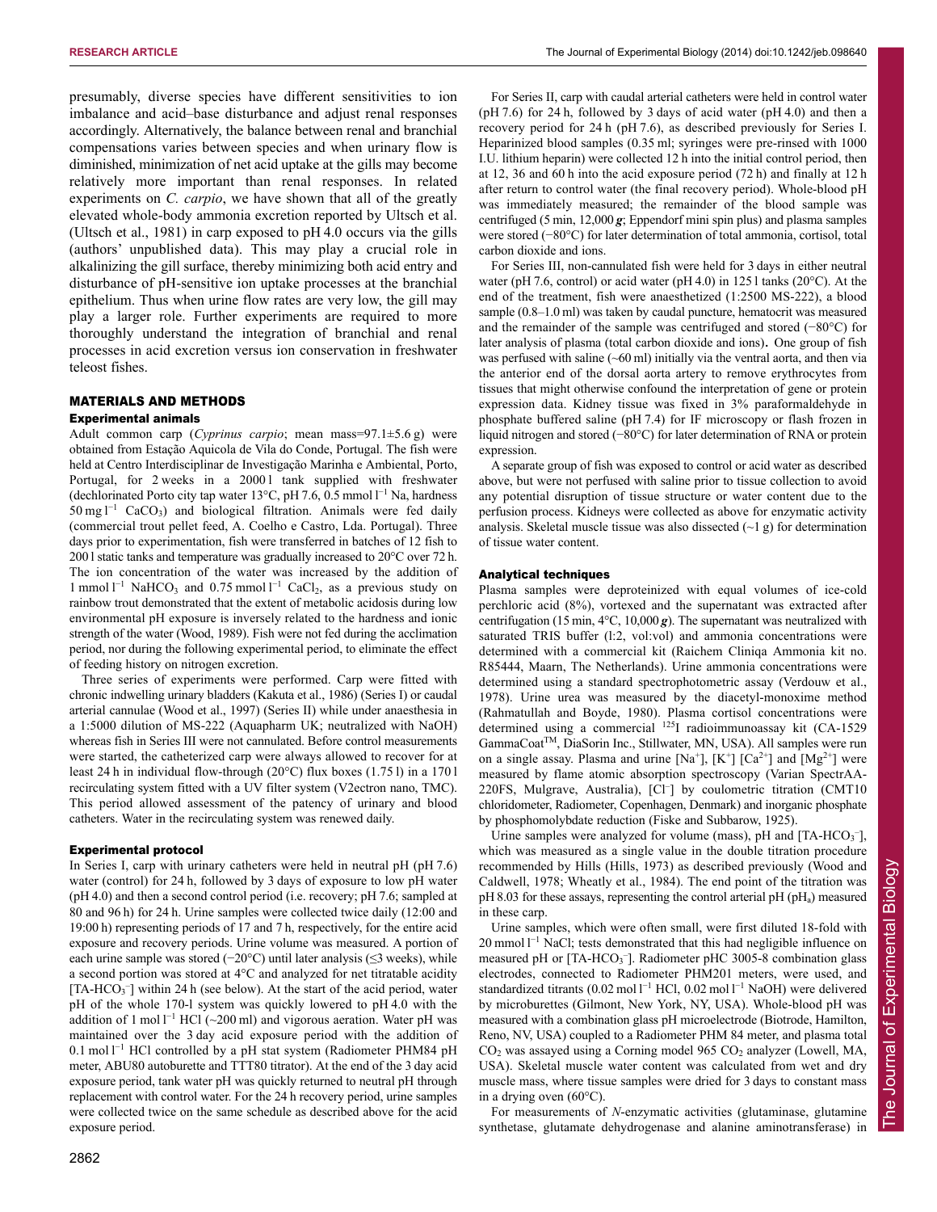presumably, diverse species have different sensitivities to ion imbalance and acid–base disturbance and adjust renal responses accordingly. Alternatively, the balance between renal and branchial compensations varies between species and when urinary flow is diminished, minimization of net acid uptake at the gills may become relatively more important than renal responses. In related experiments on *C. carpio*, we have shown that all of the greatly elevated whole-body ammonia excretion reported by Ultsch et al. (Ultsch et al., 1981) in carp exposed to pH 4.0 occurs via the gills (authors' unpublished data). This may play a crucial role in alkalinizing the gill surface, thereby minimizing both acid entry and disturbance of pH-sensitive ion uptake processes at the branchial epithelium. Thus when urine flow rates are very low, the gill may play a larger role. Further experiments are required to more thoroughly understand the integration of branchial and renal processes in acid excretion versus ion conservation in freshwater teleost fishes.

## MATERIALS AND METHODS

### Experimental animals

Adult common carp (*Cyprinus carpio*; mean mass=97.1±5.6 g) were obtained from Estação Aquicola de Vila do Conde, Portugal. The fish were held at Centro Interdisciplinar de Investigação Marinha e Ambiental, Porto, Portugal, for 2 weeks in a 2000 l tank supplied with freshwater (dechlorinated Porto city tap water 13°C, pH 7.6, 0.5 mmol $l^{-1}$ Na, hardness 50 mg $l^{-1}$ $CaCO_3$) and biological filtration. Animals were fed daily (commercial trout pellet feed, A. Coelho e Castro, Lda. Portugal). Three days prior to experimentation, fish were transferred in batches of 12 fish to 200 l static tanks and temperature was gradually increased to 20°C over 72 h. The ion concentration of the water was increased by the addition of 1 mmol $l^{-1}$ $NaHCO_3$ and 0.75 mmol $l^{-1}$ $CaCl_2$, as a previous study on rainbow trout demonstrated that the extent of metabolic acidosis during low environmental pH exposure is inversely related to the hardness and ionic strength of the water (Wood, 1989). Fish were not fed during the acclimation period, nor during the following experimental period, to eliminate the effect of feeding history on nitrogen excretion.

Three series of experiments were performed. Carp were fitted with chronic indwelling urinary bladders (Kakuta et al., 1986) (Series I) or caudal arterial cannulae (Wood et al., 1997) (Series II) while under anaesthesia in a 1:5000 dilution of MS-222 (Aquapharm UK; neutralized with NaOH) whereas fish in Series III were not cannulated. Before control measurements were started, the catheterized carp were always allowed to recover for at least 24 h in individual flow-through (20°C) flux boxes (1.75 l) in a 170 l recirculating system fitted with a UV filter system (V2ectron nano, TMC). This period allowed assessment of the patency of urinary and blood catheters. Water in the recirculating system was renewed daily.

### Experimental protocol

In Series I, carp with urinary catheters were held in neutral pH (pH 7.6) water (control) for 24 h, followed by 3 days of exposure to low pH water (pH 4.0) and then a second control period (i.e. recovery; pH 7.6; sampled at 80 and 96 h) for 24 h. Urine samples were collected twice daily (12:00 and 19:00 h) representing periods of 17 and 7 h, respectively, for the entire acid exposure and recovery periods. Urine volume was measured. A portion of each urine sample was stored (−20°C) until later analysis (≤3 weeks), while a second portion was stored at 4°C and analyzed for net titratable acidity [TA-$HCO_3^-$] within 24 h (see below). At the start of the acid period, water pH of the whole 170-l system was quickly lowered to pH 4.0 with the addition of 1 mol $l^{-1}$ HCl (~200 ml) and vigorous aeration. Water pH was maintained over the 3 day acid exposure period with the addition of 0.1 mol $l^{-1}$ HCl controlled by a pH stat system (Radiometer PHM84 pH meter, ABU80 autoburette and TTT80 titrator). At the end of the 3 day acid exposure period, tank water pH was quickly returned to neutral pH through replacement with control water. For the 24 h recovery period, urine samples were collected twice on the same schedule as described above for the acid exposure period.

For Series II, carp with caudal arterial catheters were held in control water (pH 7.6) for 24 h, followed by 3 days of acid water (pH 4.0) and then a recovery period for 24 h (pH 7.6), as described previously for Series I. Heparinized blood samples (0.35 ml; syringes were pre-rinsed with 1000 I.U. lithium heparin) were collected 12 h into the initial control period, then at 12, 36 and 60 h into the acid exposure period (72 h) and finally at 12 h after return to control water (the final recovery period). Whole-blood pH was immediately measured; the remainder of the blood sample was centrifuged (5 min, 12,000 ***g***; Eppendorf mini spin plus) and plasma samples were stored (−80°C) for later determination of total ammonia, cortisol, total carbon dioxide and ions.

For Series III, non-cannulated fish were held for 3 days in either neutral water (pH 7.6, control) or acid water (pH 4.0) in 125 l tanks (20°C). At the end of the treatment, fish were anaesthetized (1:2500 MS-222), a blood sample (0.8–1.0 ml) was taken by caudal puncture, hematocrit was measured and the remainder of the sample was centrifuged and stored (−80°C) for later analysis of plasma (total carbon dioxide and ions)**.** One group of fish was perfused with saline (~60 ml) initially via the ventral aorta, and then via the anterior end of the dorsal aorta artery to remove erythrocytes from tissues that might otherwise confound the interpretation of gene or protein expression data. Kidney tissue was fixed in 3% paraformaldehyde in phosphate buffered saline (pH 7.4) for IF microscopy or flash frozen in liquid nitrogen and stored (−80°C) for later determination of RNA or protein expression.

A separate group of fish was exposed to control or acid water as described above, but were not perfused with saline prior to tissue collection to avoid any potential disruption of tissue structure or water content due to the perfusion process. Kidneys were collected as above for enzymatic activity analysis. Skeletal muscle tissue was also dissected (~1 g) for determination of tissue water content.

### Analytical techniques

Plasma samples were deproteinized with equal volumes of ice-cold perchloric acid (8%), vortexed and the supernatant was extracted after centrifugation (15 min, 4°C, 10,000 ***g***). The supernatant was neutralized with saturated TRIS buffer (l:2, vol:vol) and ammonia concentrations were determined with a commercial kit (Raichem Cliniqa Ammonia kit no. R85444, Maarn, The Netherlands). Urine ammonia concentrations were determined using a standard spectrophotometric assay (Verdouw et al., 1978). Urine urea was measured by the diacetyl-monoxime method (Rahmatullah and Boyde, 1980). Plasma cortisol concentrations were determined using a commercial $^{125}$I radioimmunoassay kit (CA-1529 GammaCoat™, DiaSorin Inc., Stillwater, MN, USA). All samples were run on a single assay. Plasma and urine [$Na^+$], [$K^+$] [$Ca^{2+}$] and [$Mg^{2+}$] were measured by flame atomic absorption spectroscopy (Varian SpectrAA-220FS, Mulgrave, Australia), [$Cl^-$] by coulometric titration (CMT10 chloridometer, Radiometer, Copenhagen, Denmark) and inorganic phosphate by phosphomolybdate reduction (Fiske and Subbarow, 1925).

Urine samples were analyzed for volume (mass), pH and [TA-$HCO_3^-$], which was measured as a single value in the double titration procedure recommended by Hills (Hills, 1973) as described previously (Wood and Caldwell, 1978; Wheatly et al., 1984). The end point of the titration was pH 8.03 for these assays, representing the control arterial pH ($pH_a$) measured in these carp.

Urine samples, which were often small, were first diluted 18-fold with 20 mmol $l^{-1}$ NaCl; tests demonstrated that this had negligible influence on measured pH or [TA-$HCO_3^-$]. Radiometer pHC 3005-8 combination glass electrodes, connected to Radiometer PHM201 meters, were used, and standardized titrants (0.02 mol $l^{-1}$ HCl, 0.02 mol $l^{-1}$ NaOH) were delivered by microburettes (Gilmont, New York, NY, USA). Whole-blood pH was measured with a combination glass pH microelectrode (Biotrode, Hamilton, Reno, NV, USA) coupled to a Radiometer PHM 84 meter, and plasma total $CO_2$ was assayed using a Corning model 965 $CO_2$ analyzer (Lowell, MA, USA). Skeletal muscle water content was calculated from wet and dry muscle mass, where tissue samples were dried for 3 days to constant mass in a drying oven (60°C).

For measurements of *N*-enzymatic activities (glutaminase, glutamine synthetase, glutamate dehydrogenase and alanine aminotransferase) in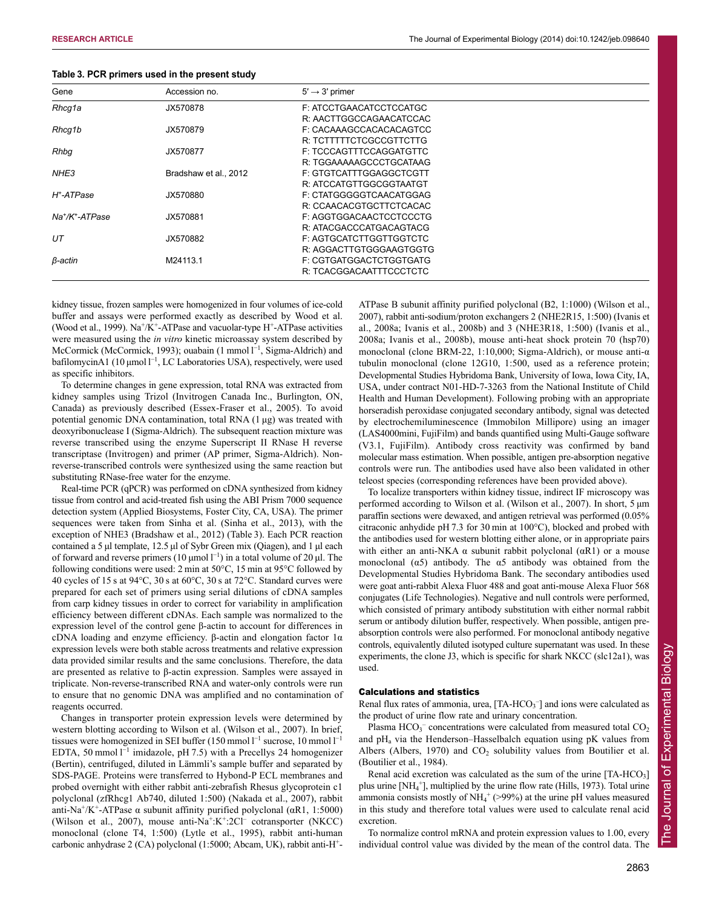**Table 3. PCR primers used in the present study**

| Gene | Accession no. | 5′ → 3′ primer |
|---|---|---|
| *Rhcg1a* | JX570878 | F: ATCCTGAACATCCTCCATGC |
| | | R: AACTTGGCCAGAACATCCAC |
| *Rhcg1b* | JX570879 | F: CACAAAGCCACACACAGTCC |
| | | R: TCTTTTTCTCGCCGTTCTTG |
| *Rhbg* | JX570877 | F: TCCCAGTTTCCAGGATGTTC |
| | | R: TGGAAAAAGCCCTGCATAAG |
| *NHE3* | Bradshaw et al., 2012 | F: GTGTCATTTGGAGGCTCGTT |
| | | R: ATCCATGTTGGCGGTAATGT |
| *H⁺-ATPase* | JX570880 | F: CTATGGGGGTCAACATGGAG |
| | | R: CCAACACGTGCTTCTCACAC |
| *Na⁺/K⁺-ATPase* | JX570881 | F: AGGTGGACAACTCCTCCCTG |
| | | R: ATACGACCCATGACAGTACG |
| *UT* | JX570882 | F: AGTGCATCTTGGTTGGTCTC |
| | | R: AGGACTTGTGGGAAGTGGTG |
| *β-actin* | M24113.1 | F: CGTGATGGACTCTGGTGATG |
| | | R: TCACGGACAATTTCCCTCTC |

kidney tissue, frozen samples were homogenized in four volumes of ice-cold buffer and assays were performed exactly as described by Wood et al. (Wood et al., 1999). $Na^+/K^+$-ATPase and vacuolar-type $H^+$-ATPase activities were measured using the *in vitro* kinetic microassay system described by McCormick (McCormick, 1993); ouabain (1 mmol $l^{-1}$, Sigma-Aldrich) and bafilomycinA1 (10 µmol $l^{-1}$, LC Laboratories USA), respectively, were used as specific inhibitors.

To determine changes in gene expression, total RNA was extracted from kidney samples using Trizol (Invitrogen Canada Inc., Burlington, ON, Canada) as previously described (Essex-Fraser et al., 2005). To avoid potential genomic DNA contamination, total RNA (1 µg) was treated with deoxyribonuclease I (Sigma-Aldrich). The subsequent reaction mixture was reverse transcribed using the enzyme Superscript II RNase H reverse transcriptase (Invitrogen) and primer (AP primer, Sigma-Aldrich). Non-reverse-transcribed controls were synthesized using the same reaction but substituting RNase-free water for the enzyme.

Real-time PCR (qPCR) was performed on cDNA synthesized from kidney tissue from control and acid-treated fish using the ABI Prism 7000 sequence detection system (Applied Biosystems, Foster City, CA, USA). The primer sequences were taken from Sinha et al. (Sinha et al., 2013), with the exception of NHE3 (Bradshaw et al., 2012) (Table 3). Each PCR reaction contained a 5 µl template, 12.5 µl of Sybr Green mix (Qiagen), and 1 µl each of forward and reverse primers (10 µmol $l^{-1}$) in a total volume of 20 µl. The following conditions were used: 2 min at 50°C, 15 min at 95°C followed by 40 cycles of 15 s at 94°C, 30 s at 60°C, 30 s at 72°C. Standard curves were prepared for each set of primers using serial dilutions of cDNA samples from carp kidney tissues in order to correct for variability in amplification efficiency between different cDNAs. Each sample was normalized to the expression level of the control gene β-actin to account for differences in cDNA loading and enzyme efficiency. β-actin and elongation factor 1α expression levels were both stable across treatments and relative expression data provided similar results and the same conclusions. Therefore, the data are presented as relative to β-actin expression. Samples were assayed in triplicate. Non-reverse-transcribed RNA and water-only controls were run to ensure that no genomic DNA was amplified and no contamination of reagents occurred.

Changes in transporter protein expression levels were determined by western blotting according to Wilson et al. (Wilson et al., 2007). In brief, tissues were homogenized in SEI buffer (150 mmol $l^{-1}$ sucrose, 10 mmol $l^{-1}$ EDTA, 50 mmol $l^{-1}$ imidazole, pH 7.5) with a Precellys 24 homogenizer (Bertin), centrifuged, diluted in Lämmli's sample buffer and separated by SDS-PAGE. Proteins were transferred to Hybond-P ECL membranes and probed overnight with either rabbit anti-zebrafish Rhesus glycoprotein c1 polyclonal (zfRhcg1 Ab740, diluted 1:500) (Nakada et al., 2007), rabbit anti-$Na^+/K^+$-ATPase α subunit affinity purified polyclonal (αR1, 1:5000) (Wilson et al., 2007), mouse anti-$Na^+$:$K^+$:$2Cl^-$ cotransporter (NKCC) monoclonal (clone T4, 1:500) (Lytle et al., 1995), rabbit anti-human carbonic anhydrase 2 (CA) polyclonal (1:5000; Abcam, UK), rabbit anti-$H^+$-ATPase B subunit affinity purified polyclonal (B2, 1:1000) (Wilson et al., 2007), rabbit anti-sodium/proton exchangers 2 (NHE2R15, 1:500) (Ivanis et al., 2008a; Ivanis et al., 2008b) and 3 (NHE3R18, 1:500) (Ivanis et al., 2008a; Ivanis et al., 2008b), mouse anti-heat shock protein 70 (hsp70) monoclonal (clone BRM-22, 1:10,000; Sigma-Aldrich), or mouse anti-α tubulin monoclonal (clone 12G10, 1:500, used as a reference protein; Developmental Studies Hybridoma Bank, University of Iowa, Iowa City, IA, USA, under contract N01-HD-7-3263 from the National Institute of Child Health and Human Development). Following probing with an appropriate horseradish peroxidase conjugated secondary antibody, signal was detected by electrochemiluminescence (Immobilon Millipore) using an imager (LAS4000mini, FujiFilm) and bands quantified using Multi-Gauge software (V3.1, FujiFilm). Antibody cross reactivity was confirmed by band molecular mass estimation. When possible, antigen pre-absorption negative controls were run. The antibodies used have also been validated in other teleost species (corresponding references have been provided above).

To localize transporters within kidney tissue, indirect IF microscopy was performed according to Wilson et al. (Wilson et al., 2007). In short, 5 µm paraffin sections were dewaxed, and antigen retrieval was performed (0.05% citraconic anhydride pH 7.3 for 30 min at 100°C), blocked and probed with the antibodies used for western blotting either alone, or in appropriate pairs with either an anti-NKA α subunit rabbit polyclonal (αR1) or a mouse monoclonal (α5) antibody. The α5 antibody was obtained from the Developmental Studies Hybridoma Bank. The secondary antibodies used were goat anti-rabbit Alexa Fluor 488 and goat anti-mouse Alexa Fluor 568 conjugates (Life Technologies). Negative and null controls were performed, which consisted of primary antibody substitution with either normal rabbit serum or antibody dilution buffer, respectively. When possible, antigen pre-absorption controls were also performed. For monoclonal antibody negative controls, equivalently diluted isotyped culture supernatant was used. In these experiments, the clone J3, which is specific for shark NKCC (slc12a1), was used.

## Calculations and statistics

Renal flux rates of ammonia, urea, [TA-$HCO_3^-$] and ions were calculated as the product of urine flow rate and urinary concentration.

Plasma $HCO_3^-$ concentrations were calculated from measured total $CO_2$ and $pH_a$ via the Henderson–Hasselbalch equation using pK values from Albers (Albers, 1970) and $CO_2$ solubility values from Boutilier et al. (Boutilier et al., 1984).

Renal acid excretion was calculated as the sum of the urine [TA-$HCO_3$] plus urine [$NH_4^+$], multiplied by the urine flow rate (Hills, 1973). Total urine ammonia consists mostly of $NH_4^+$ (>99%) at the urine pH values measured in this study and therefore total values were used to calculate renal acid excretion.

To normalize control mRNA and protein expression values to 1.00, every individual control value was divided by the mean of the control data. The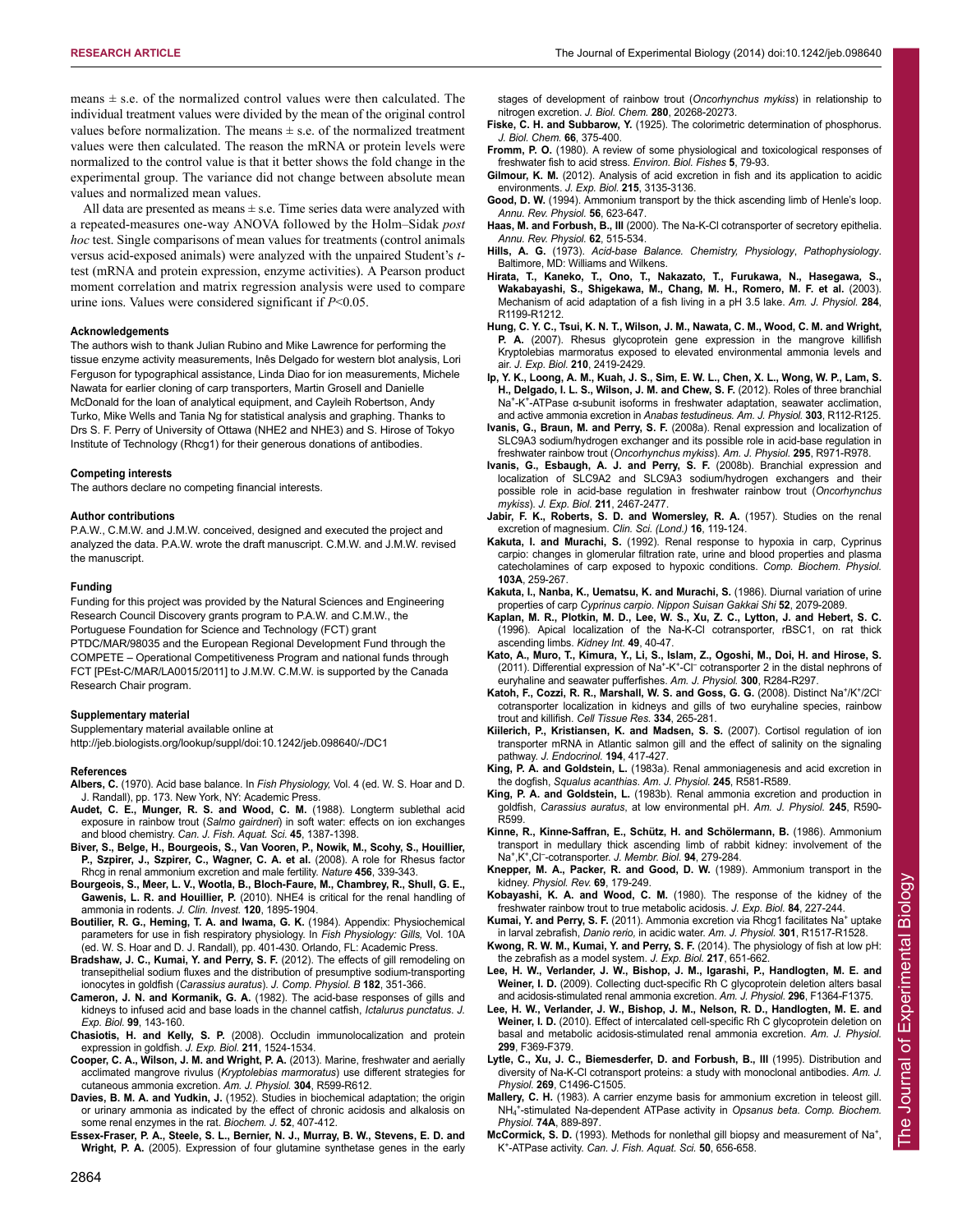means ± s.e. of the normalized control values were then calculated. The individual treatment values were divided by the mean of the original control values before normalization. The means ± s.e. of the normalized treatment values were then calculated. The reason the mRNA or protein levels were normalized to the control value is that it better shows the fold change in the experimental group. The variance did not change between absolute mean values and normalized mean values.

All data are presented as means ± s.e. Time series data were analyzed with a repeated-measures one-way ANOVA followed by the Holm–Sidak *post hoc* test. Single comparisons of mean values for treatments (control animals versus acid-exposed animals) were analyzed with the unpaired Student's *t*-test (mRNA and protein expression, enzyme activities). A Pearson product moment correlation and matrix regression analysis were used to compare urine ions. Values were considered significant if $P<0.05$.

#### Acknowledgements

The authors wish to thank Julian Rubino and Mike Lawrence for performing the tissue enzyme activity measurements, Inês Delgado for western blot analysis, Lori Ferguson for typographical assistance, Linda Diao for ion measurements, Michele Nawata for earlier cloning of carp transporters, Martin Grosell and Danielle McDonald for the loan of analytical equipment, and Cayleih Robertson, Andy Turko, Mike Wells and Tania Ng for statistical analysis and graphing. Thanks to Drs S. F. Perry of University of Ottawa (NHE2 and NHE3) and S. Hirose of Tokyo Institute of Technology (Rhcg1) for their generous donations of antibodies.

#### Competing interests

The authors declare no competing financial interests.

#### Author contributions

P.A.W., C.M.W. and J.M.W. conceived, designed and executed the project and analyzed the data. P.A.W. wrote the draft manuscript. C.M.W. and J.M.W. revised the manuscript.

#### Funding

Funding for this project was provided by the Natural Sciences and Engineering Research Council Discovery grants program to P.A.W. and C.M.W., the Portuguese Foundation for Science and Technology (FCT) grant PTDC/MAR/98035 and the European Regional Development Fund through the COMPETE – Operational Competitiveness Program and national funds through FCT [PEst-C/MAR/LA0015/2011] to J.M.W. C.M.W. is supported by the Canada Research Chair program.

#### Supplementary material

Supplementary material available online at http://jeb.biologists.org/lookup/suppl/doi:10.1242/jeb.098640/-/DC1

#### References

**Albers, C.** (1970). Acid base balance. In *Fish Physiology,* Vol. 4 (ed. W. S. Hoar and D. J. Randall), pp. 173. New York, NY: Academic Press.

**Audet, C. E., Munger, R. S. and Wood, C. M.** (1988). Longterm sublethal acid exposure in rainbow trout (*Salmo gairdneri*) in soft water: effects on ion exchanges and blood chemistry. *Can. J. Fish. Aquat. Sci.* **45**, 1387-1398.

**Biver, S., Belge, H., Bourgeois, S., Van Vooren, P., Nowik, M., Scohy, S., Houillier, P., Szpirer, J., Szpirer, C., Wagner, C. A. et al.** (2008). A role for Rhesus factor Rhcg in renal ammonium excretion and male fertility. *Nature* **456**, 339-343.

**Bourgeois, S., Meer, L. V., Wootla, B., Bloch-Faure, M., Chambrey, R., Shull, G. E., Gawenis, L. R. and Houillier, P.** (2010). NHE4 is critical for the renal handling of ammonia in rodents. *J. Clin. Invest.* **120**, 1895-1904.

**Boutilier, R. G., Heming, T. A. and Iwama, G. K.** (1984). Appendix: Physiochemical parameters for use in fish respiratory physiology. In *Fish Physiology: Gills,* Vol. 10A (ed. W. S. Hoar and D. J. Randall), pp. 401-430. Orlando, FL: Academic Press.

**Bradshaw, J. C., Kumai, Y. and Perry, S. F.** (2012). The effects of gill remodeling on transepithelial sodium fluxes and the distribution of presumptive sodium-transporting ionocytes in goldfish (*Carassius auratus*). *J. Comp. Physiol. B* **182**, 351-366.

**Cameron, J. N. and Kormanik, G. A.** (1982). The acid-base responses of gills and kidneys to infused acid and base loads in the channel catfish, *Ictalurus punctatus*. *J. Exp. Biol.* **99**, 143-160.

**Chasiotis, H. and Kelly, S. P.** (2008). Occludin immunolocalization and protein expression in goldfish. *J. Exp. Biol.* **211**, 1524-1534.

**Cooper, C. A., Wilson, J. M. and Wright, P. A.** (2013). Marine, freshwater and aerially acclimated mangrove rivulus (*Kryptolebias marmoratus*) use different strategies for cutaneous ammonia excretion. *Am. J. Physiol.* **304**, R599-R612.

**Davies, B. M. A. and Yudkin, J.** (1952). Studies in biochemical adaptation; the origin or urinary ammonia as indicated by the effect of chronic acidosis and alkalosis on some renal enzymes in the rat. *Biochem. J.* **52**, 407-412.

**Essex-Fraser, P. A., Steele, S. L., Bernier, N. J., Murray, B. W., Stevens, E. D. and Wright, P. A.** (2005). Expression of four glutamine synthetase genes in the early stages of development of rainbow trout (*Oncorhynchus mykiss*) in relationship to nitrogen excretion. *J. Biol. Chem.* **280**, 20268-20273.

**Fiske, C. H. and Subbarow, Y.** (1925). The colorimetric determination of phosphorus. *J. Biol. Chem.* **66**, 375-400.

**Fromm, P. O.** (1980). A review of some physiological and toxicological responses of freshwater fish to acid stress. *Environ. Biol. Fishes* **5**, 79-93.

**Gilmour, K. M.** (2012). Analysis of acid excretion in fish and its application to acidic environments. *J. Exp. Biol.* **215**, 3135-3136.

**Good, D. W.** (1994). Ammonium transport by the thick ascending limb of Henle's loop. *Annu. Rev. Physiol.* **56**, 623-647.

**Haas, M. and Forbush, B., III** (2000). The Na-K-Cl cotransporter of secretory epithelia. *Annu. Rev. Physiol.* **62**, 515-534.

**Hills, A. G.** (1973). *Acid-base Balance. Chemistry, Physiology, Pathophysiology*. Baltimore, MD: Williams and Wilkens.

**Hirata, T., Kaneko, T., Ono, T., Nakazato, T., Furukawa, N., Hasegawa, S., Wakabayashi, S., Shigekawa, M., Chang, M. H., Romero, M. F. et al.** (2003). Mechanism of acid adaptation of a fish living in a pH 3.5 lake. *Am. J. Physiol.* **284**, R1199-R1212.

**Hung, C. Y. C., Tsui, K. N. T., Wilson, J. M., Nawata, C. M., Wood, C. M. and Wright, P. A.** (2007). Rhesus glycoprotein gene expression in the mangrove killifish Kryptolebias marmoratus exposed to elevated environmental ammonia levels and air. *J. Exp. Biol.* **210**, 2419-2429.

**Ip, Y. K., Loong, A. M., Kuah, J. S., Sim, E. W. L., Chen, X. L., Wong, W. P., Lam, S. H., Delgado, I. L. S., Wilson, J. M. and Chew, S. F.** (2012). Roles of three branchial $Na^+$-$K^+$-ATPase α-subunit isoforms in freshwater adaptation, seawater acclimation, and active ammonia excretion in *Anabas testudineus*. *Am. J. Physiol.* **303**, R112-R125.

**Ivanis, G., Braun, M. and Perry, S. F.** (2008a). Renal expression and localization of SLC9A3 sodium/hydrogen exchanger and its possible role in acid-base regulation in freshwater rainbow trout (*Oncorhynchus mykiss*). *Am. J. Physiol.* **295**, R971-R978.

**Ivanis, G., Esbaugh, A. J. and Perry, S. F.** (2008b). Branchial expression and localization of SLC9A2 and SLC9A3 sodium/hydrogen exchangers and their possible role in acid-base regulation in freshwater rainbow trout (*Oncorhynchus mykiss*). *J. Exp. Biol.* **211**, 2467-2477.

**Jabir, F. K., Roberts, S. D. and Womersley, R. A.** (1957). Studies on the renal excretion of magnesium. *Clin. Sci. (Lond.)* **16**, 119-124.

**Kakuta, I. and Murachi, S.** (1992). Renal response to hypoxia in carp, Cyprinus carpio: changes in glomerular filtration rate, urine and blood properties and plasma catecholamines of carp exposed to hypoxic conditions. *Comp. Biochem. Physiol.* **103A**, 259-267.

**Kakuta, I., Nanba, K., Uematsu, K. and Murachi, S.** (1986). Diurnal variation of urine properties of carp *Cyprinus carpio*. *Nippon Suisan Gakkai Shi* **52**, 2079-2089.

**Kaplan, M. R., Plotkin, M. D., Lee, W. S., Xu, Z. C., Lytton, J. and Hebert, S. C.** (1996). Apical localization of the Na-K-Cl cotransporter, rBSC1, on rat thick ascending limbs. *Kidney Int.* **49**, 40-47.

**Kato, A., Muro, T., Kimura, Y., Li, S., Islam, Z., Ogoshi, M., Doi, H. and Hirose, S.** (2011). Differential expression of $Na^+$-$K^+$-$Cl^-$ cotransporter 2 in the distal nephrons of euryhaline and seawater pufferfishes. *Am. J. Physiol.* **300**, R284-R297.

**Katoh, F., Cozzi, R. R., Marshall, W. S. and Goss, G. G.** (2008). Distinct $Na^+/K^+/2Cl^-$ cotransporter localization in kidneys and gills of two euryhaline species, rainbow trout and killifish. *Cell Tissue Res.* **334**, 265-281.

**Kiilerich, P., Kristiansen, K. and Madsen, S. S.** (2007). Cortisol regulation of ion transporter mRNA in Atlantic salmon gill and the effect of salinity on the signaling pathway. *J. Endocrinol.* **194**, 417-427.

**King, P. A. and Goldstein, L.** (1983a). Renal ammoniagenesis and acid excretion in the dogfish, *Squalus acanthias*. *Am. J. Physiol.* **245**, R581-R589.

**King, P. A. and Goldstein, L.** (1983b). Renal ammonia excretion and production in goldfish, *Carassius auratus*, at low environmental pH. *Am. J. Physiol.* **245**, R590-R599.

**Kinne, R., Kinne-Saffran, E., Schütz, H. and Schölermann, B.** (1986). Ammonium transport in medullary thick ascending limb of rabbit kidney: involvement of the $Na^+,K^+,Cl^-$-cotransporter. *J. Membr. Biol.* **94**, 279-284.

**Knepper, M. A., Packer, R. and Good, D. W.** (1989). Ammonium transport in the kidney. *Physiol. Rev.* **69**, 179-249.

**Kobayashi, K. A. and Wood, C. M.** (1980). The response of the kidney of the freshwater rainbow trout to true metabolic acidosis. *J. Exp. Biol.* **84**, 227-244.

**Kumai, Y. and Perry, S. F.** (2011). Ammonia excretion via Rhcg1 facilitates $Na^+$ uptake in larval zebrafish, *Danio rerio*, in acidic water. *Am. J. Physiol.* **301**, R1517-R1528.

**Kwong, R. W. M., Kumai, Y. and Perry, S. F.** (2014). The physiology of fish at low pH: the zebrafish as a model system. *J. Exp. Biol.* **217**, 651-662.

**Lee, H. W., Verlander, J. W., Bishop, J. M., Igarashi, P., Handlogten, M. E. and Weiner, I. D.** (2009). Collecting duct-specific Rh C glycoprotein deletion alters basal and acidosis-stimulated renal ammonia excretion. *Am. J. Physiol.* **296**, F1364-F1375.

**Lee, H. W., Verlander, J. W., Bishop, J. M., Nelson, R. D., Handlogten, M. E. and Weiner, I. D.** (2010). Effect of intercalated cell-specific Rh C glycoprotein deletion on basal and metabolic acidosis-stimulated renal ammonia excretion. *Am. J. Physiol.* **299**, F369-F379.

**Lytle, C., Xu, J. C., Biemesderfer, D. and Forbush, B., III** (1995). Distribution and diversity of Na-K-Cl cotransport proteins: a study with monoclonal antibodies. *Am. J. Physiol.* **269**, C1496-C1505.

**Mallery, C. H.** (1983). A carrier enzyme basis for ammonium excretion in teleost gill. $NH_4^+$-stimulated Na-dependent ATPase activity in *Opsanus beta*. *Comp. Biochem. Physiol.* **74A**, 889-897.

**McCormick, S. D.** (1993). Methods for nonlethal gill biopsy and measurement of $Na^+$, $K^+$-ATPase activity. *Can. J. Fish. Aquat. Sci.* **50**, 656-658.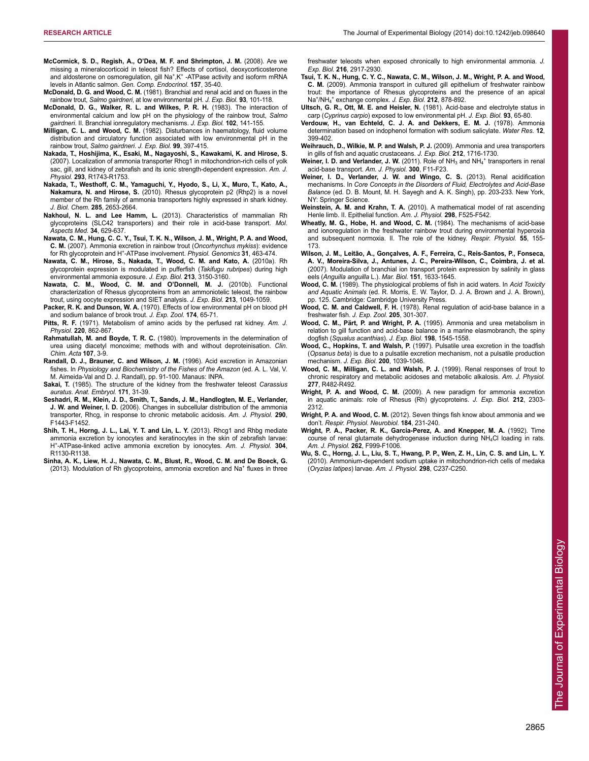**McCormick, S. D., Regish, A., O'Dea, M. F. and Shrimpton, J. M.** (2008). Are we missing a mineralocorticoid in teleost fish? Effects of cortisol, deoxycorticosterone and aldosterone on osmoregulation, gill $Na^+,K^+$ -ATPase activity and isoform mRNA levels in Atlantic salmon. *Gen. Comp. Endocrinol.* **157**, 35-40.

**McDonald, D. G. and Wood, C. M.** (1981). Branchial and renal acid and ion fluxes in the rainbow trout, *Salmo gairdneri*, at low environmental pH. *J. Exp. Biol.* **93**, 101-118.

**McDonald, D. G., Walker, R. L. and Wilkes, P. R. H.** (1983). The interaction of environmental calcium and low pH on the physiology of the rainbow trout, *Salmo gairdneri*. II. Branchial ionregulatory mechanisms. *J. Exp. Biol.* **102**, 141-155.

**Milligan, C. L. and Wood, C. M.** (1982). Disturbances in haematology, fluid volume distribution and circulatory function associated with low environmental pH in the rainbow trout, *Salmo gairdneri*. *J. Exp. Biol.* **99**, 397-415.

**Nakada, T., Hoshijima, K., Esaki, M., Nagayoshi, S., Kawakami, K. and Hirose, S.** (2007). Localization of ammonia transporter Rhcg1 in mitochondrion-rich cells of yolk sac, gill, and kidney of zebrafish and its ionic strength-dependent expression. *Am. J. Physiol.* **293**, R1743-R1753.

**Nakada, T., Westhoff, C. M., Yamaguchi, Y., Hyodo, S., Li, X., Muro, T., Kato, A., Nakamura, N. and Hirose, S.** (2010). Rhesus glycoprotein p2 (Rhp2) is a novel member of the Rh family of ammonia transporters highly expressed in shark kidney. *J. Biol. Chem.* **285**, 2653-2664.

**Nakhoul, N. L. and Lee Hamm, L.** (2013). Characteristics of mammalian Rh glycoproteins (SLC42 transporters) and their role in acid-base transport. *Mol. Aspects Med.* **34**, 629-637.

**Nawata, C. M., Hung, C. C. Y., Tsui, T. K. N., Wilson, J. M., Wright, P. A. and Wood, C. M.** (2007). Ammonia excretion in rainbow trout (*Oncorhynchus mykiss*): evidence for Rh glycoprotein and $H^+$-ATPase involvement. *Physiol. Genomics* **31**, 463-474.

**Nawata, C. M., Hirose, S., Nakada, T., Wood, C. M. and Kato, A.** (2010a). Rh glycoprotein expression is modulated in pufferfish (*Takifugu rubripes*) during high environmental ammonia exposure. *J. Exp. Biol.* **213**, 3150-3160.

**Nawata, C. M., Wood, C. M. and O'Donnell, M. J.** (2010b). Functional characterization of Rhesus glycoproteins from an ammoniotelic teleost, the rainbow trout, using oocyte expression and SIET analysis. *J. Exp. Biol.* **213**, 1049-1059.

**Packer, R. K. and Dunson, W. A.** (1970). Effects of low environmental pH on blood pH and sodium balance of brook trout. *J. Exp. Zool.* **174**, 65-71.

**Pitts, R. F.** (1971). Metabolism of amino acids by the perfused rat kidney. *Am. J. Physiol.* **220**, 862-867.

**Rahmatullah, M. and Boyde, T. R. C.** (1980). Improvements in the determination of urea using diacetyl monoxime; methods with and without deproteinisation. *Clin. Chim. Acta* **107**, 3-9.

**Randall, D. J., Brauner, C. and Wilson, J. M.** (1996). Acid excretion in Amazonian fishes. In *Physiology and Biochemistry of the Fishes of the Amazon* (ed. A. L. Val, V. M. Aimeida-Val and D. J. Randall), pp. 91-100. Manaus: INPA.

**Sakai, T.** (1985). The structure of the kidney from the freshwater teleost *Carassius auratus*. *Anat. Embryol.* **171**, 31-39.

**Seshadri, R. M., Klein, J. D., Smith, T., Sands, J. M., Handlogten, M. E., Verlander, J. W. and Weiner, I. D.** (2006). Changes in subcellular distribution of the ammonia transporter, Rhcg, in response to chronic metabolic acidosis. *Am. J. Physiol.* **290**, F1443-F1452.

**Shih, T. H., Horng, J. L., Lai, Y. T. and Lin, L. Y.** (2013). Rhcg1 and Rhbg mediate ammonia excretion by ionocytes and keratinocytes in the skin of zebrafish larvae: $H^+$-ATPase-linked active ammonia excretion by ionocytes. *Am. J. Physiol.* **304**, R1130-R1138.

**Sinha, A. K., Liew, H. J., Nawata, C. M., Blust, R., Wood, C. M. and De Boeck, G.** (2013). Modulation of Rh glycoproteins, ammonia excretion and $Na^+$ fluxes in three freshwater teleosts when exposed chronically to high environmental ammonia. *J. Exp. Biol.* **216**, 2917-2930.

**Tsui, T. K. N., Hung, C. Y. C., Nawata, C. M., Wilson, J. M., Wright, P. A. and Wood, C. M.** (2009). Ammonia transport in cultured gill epithelium of freshwater rainbow trout: the importance of Rhesus glycoproteins and the presence of an apical $Na^+/NH_4^+$ exchange complex. *J. Exp. Biol.* **212**, 878-892.

**Ultsch, G. R., Ott, M. E. and Heisler, N.** (1981). Acid-base and electrolyte status in carp (*Cyprinus carpio*) exposed to low environmental pH. *J. Exp. Biol.* **93**, 65-80.

**Verdouw, H., van Echteld, C. J. A. and Dekkers, E. M. J.** (1978). Ammonia determination based on indophenol formation with sodium salicylate. *Water Res.* **12**, 399-402.

**Weihrauch, D., Wilkie, M. P. and Walsh, P. J.** (2009). Ammonia and urea transporters in gills of fish and aquatic crustaceans. *J. Exp. Biol.* **212**, 1716-1730.

**Weiner, I. D. and Verlander, J. W.** (2011). Role of $NH_3$ and $NH_4^+$ transporters in renal acid-base transport. *Am. J. Physiol.* **300**, F11-F23.

**Weiner, I. D., Verlander, J. W. and Wingo, C. S.** (2013). Renal acidification mechanisms. In *Core Concepts in the Disorders of Fluid, Electrolytes and Acid-Base Balance* (ed. D. B. Mount, M. H. Sayegh and A. K. Singh), pp. 203-233. New York, NY: Springer Science.

**Weinstein, A. M. and Krahn, T. A.** (2010). A mathematical model of rat ascending Henle limb. II. Epithelial function. *Am. J. Physiol.* **298**, F525-F542.

**Wheatly, M. G., Hobe, H. and Wood, C. M.** (1984). The mechanisms of acid-base and ionoregulation in the freshwater rainbow trout during environmental hyperoxia and subsequent normoxia. II. The role of the kidney. *Respir. Physiol.* **55**, 155-173.

**Wilson, J. M., Leitão, A., Gonçalves, A. F., Ferreira, C., Reis-Santos, P., Fonseca, A. V., Moreira-Silva, J., Antunes, J. C., Pereira-Wilson, C., Coimbra, J. et al.** (2007). Modulation of branchial ion transport protein expression by salinity in glass eels (*Anguilla anguilla* L.). *Mar. Biol.* **151**, 1633-1645.

**Wood, C. M.** (1989). The physiological problems of fish in acid waters. In *Acid Toxicity and Aquatic Animals* (ed. R. Morris, E. W. Taylor, D. J. A. Brown and J. A. Brown), pp. 125. Cambridge: Cambridge University Press.

**Wood, C. M. and Caldwell, F. H.** (1978). Renal regulation of acid-base balance in a freshwater fish. *J. Exp. Zool.* **205**, 301-307.

**Wood, C. M., Pärt, P. and Wright, P. A.** (1995). Ammonia and urea metabolism in relation to gill function and acid-base balance in a marine elasmobranch, the spiny dogfish (*Squalus acanthias*). *J. Exp. Biol.* **198**, 1545-1558.

**Wood, C., Hopkins, T. and Walsh, P.** (1997). Pulsatile urea excretion in the toadfish (*Opsanus beta*) is due to a pulsatile excretion mechanism, not a pulsatile production mechanism. *J. Exp. Biol.* **200**, 1039-1046.

**Wood, C. M., Milligan, C. L. and Walsh, P. J.** (1999). Renal responses of trout to chronic respiratory and metabolic acidoses and metabolic alkalosis. *Am. J. Physiol.* **277**, R482-R492.

**Wright, P. A. and Wood, C. M.** (2009). A new paradigm for ammonia excretion in aquatic animals: role of Rhesus (Rh) glycoproteins. *J. Exp. Biol.* **212**, 2303-2312.

**Wright, P. A. and Wood, C. M.** (2012). Seven things fish know about ammonia and we don't. *Respir. Physiol. Neurobiol.* **184**, 231-240.

**Wright, P. A., Packer, R. K., Garcia-Perez, A. and Knepper, M. A.** (1992). Time course of renal glutamate dehydrogenase induction during $NH_4Cl$ loading in rats. *Am. J. Physiol.* **262**, F999-F1006.

**Wu, S. C., Horng, J. L., Liu, S. T., Hwang, P. P., Wen, Z. H., Lin, C. S. and Lin, L. Y.** (2010). Ammonium-dependent sodium uptake in mitochondrion-rich cells of medaka (*Oryzias latipes*) larvae. *Am. J. Physiol.* **298**, C237-C250.